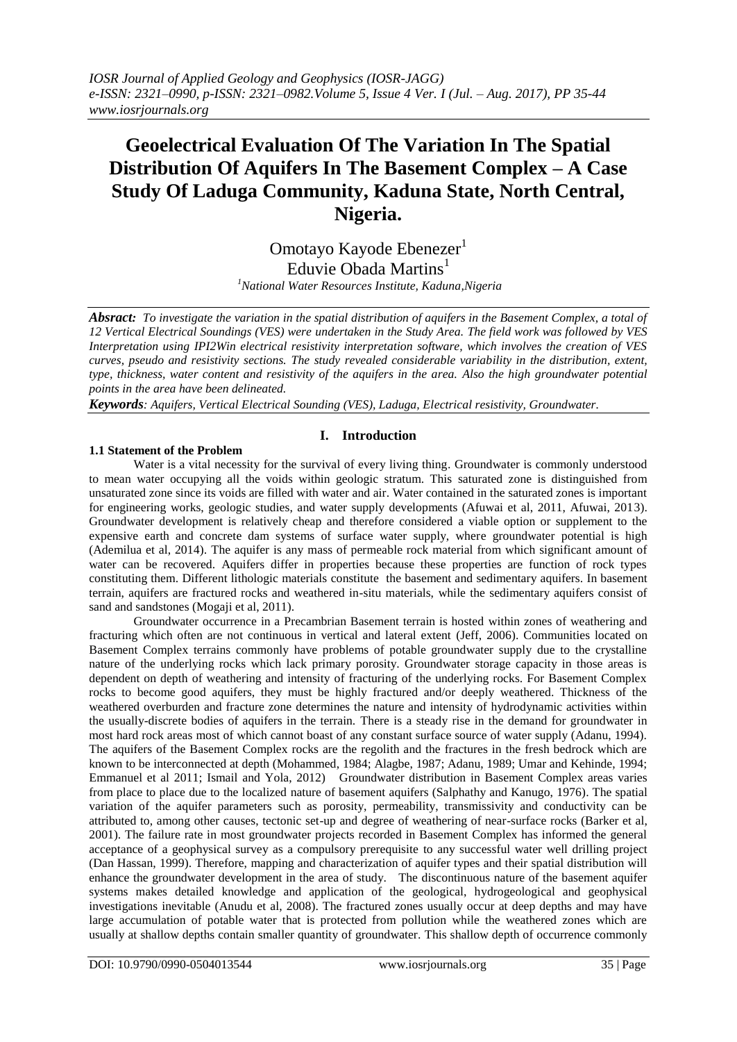# Geoelectrical Evaluation Of The Variation In The Spatial Distribution Of Aquifers In The Basement Complex – A Case Study Of Laduga Community, Kaduna State, North Central, Nigeria.

Omotayo Kayode Ebenezer[1]
Eduvie Obada Martins[1]

[1]National Water Resources Institute, Kaduna,Nigeria

***Absract:*** *To investigate the variation in the spatial distribution of aquifers in the Basement Complex, a total of 12 Vertical Electrical Soundings (VES) were undertaken in the Study Area. The field work was followed by VES Interpretation using IPI2Win electrical resistivity interpretation software, which involves the creation of VES curves, pseudo and resistivity sections. The study revealed considerable variability in the distribution, extent, type, thickness, water content and resistivity of the aquifers in the area. Also the high groundwater potential points in the area have been delineated.*

***Keywords****: Aquifers, Vertical Electrical Sounding (VES), Laduga, Electrical resistivity, Groundwater.*

## I. Introduction

### 1.1 Statement of the Problem

Water is a vital necessity for the survival of every living thing. Groundwater is commonly understood to mean water occupying all the voids within geologic stratum. This saturated zone is distinguished from unsaturated zone since its voids are filled with water and air. Water contained in the saturated zones is important for engineering works, geologic studies, and water supply developments (Afuwai et al, 2011, Afuwai, 2013). Groundwater development is relatively cheap and therefore considered a viable option or supplement to the expensive earth and concrete dam systems of surface water supply, where groundwater potential is high (Ademilua et al, 2014). The aquifer is any mass of permeable rock material from which significant amount of water can be recovered. Aquifers differ in properties because these properties are function of rock types constituting them. Different lithologic materials constitute the basement and sedimentary aquifers. In basement terrain, aquifers are fractured rocks and weathered in-situ materials, while the sedimentary aquifers consist of sand and sandstones (Mogaji et al, 2011).

Groundwater occurrence in a Precambrian Basement terrain is hosted within zones of weathering and fracturing which often are not continuous in vertical and lateral extent (Jeff, 2006). Communities located on Basement Complex terrains commonly have problems of potable groundwater supply due to the crystalline nature of the underlying rocks which lack primary porosity. Groundwater storage capacity in those areas is dependent on depth of weathering and intensity of fracturing of the underlying rocks. For Basement Complex rocks to become good aquifers, they must be highly fractured and/or deeply weathered. Thickness of the weathered overburden and fracture zone determines the nature and intensity of hydrodynamic activities within the usually-discrete bodies of aquifers in the terrain. There is a steady rise in the demand for groundwater in most hard rock areas most of which cannot boast of any constant surface source of water supply (Adanu, 1994). The aquifers of the Basement Complex rocks are the regolith and the fractures in the fresh bedrock which are known to be interconnected at depth (Mohammed, 1984; Alagbe, 1987; Adanu, 1989; Umar and Kehinde, 1994; Emmanuel et al 2011; Ismail and Yola, 2012) Groundwater distribution in Basement Complex areas varies from place to place due to the localized nature of basement aquifers (Salphathy and Kanugo, 1976). The spatial variation of the aquifer parameters such as porosity, permeability, transmissivity and conductivity can be attributed to, among other causes, tectonic set-up and degree of weathering of near-surface rocks (Barker et al, 2001). The failure rate in most groundwater projects recorded in Basement Complex has informed the general acceptance of a geophysical survey as a compulsory prerequisite to any successful water well drilling project (Dan Hassan, 1999). Therefore, mapping and characterization of aquifer types and their spatial distribution will enhance the groundwater development in the area of study. The discontinuous nature of the basement aquifer systems makes detailed knowledge and application of the geological, hydrogeological and geophysical investigations inevitable (Anudu et al, 2008). The fractured zones usually occur at deep depths and may have large accumulation of potable water that is protected from pollution while the weathered zones which are usually at shallow depths contain smaller quantity of groundwater. This shallow depth of occurrence commonly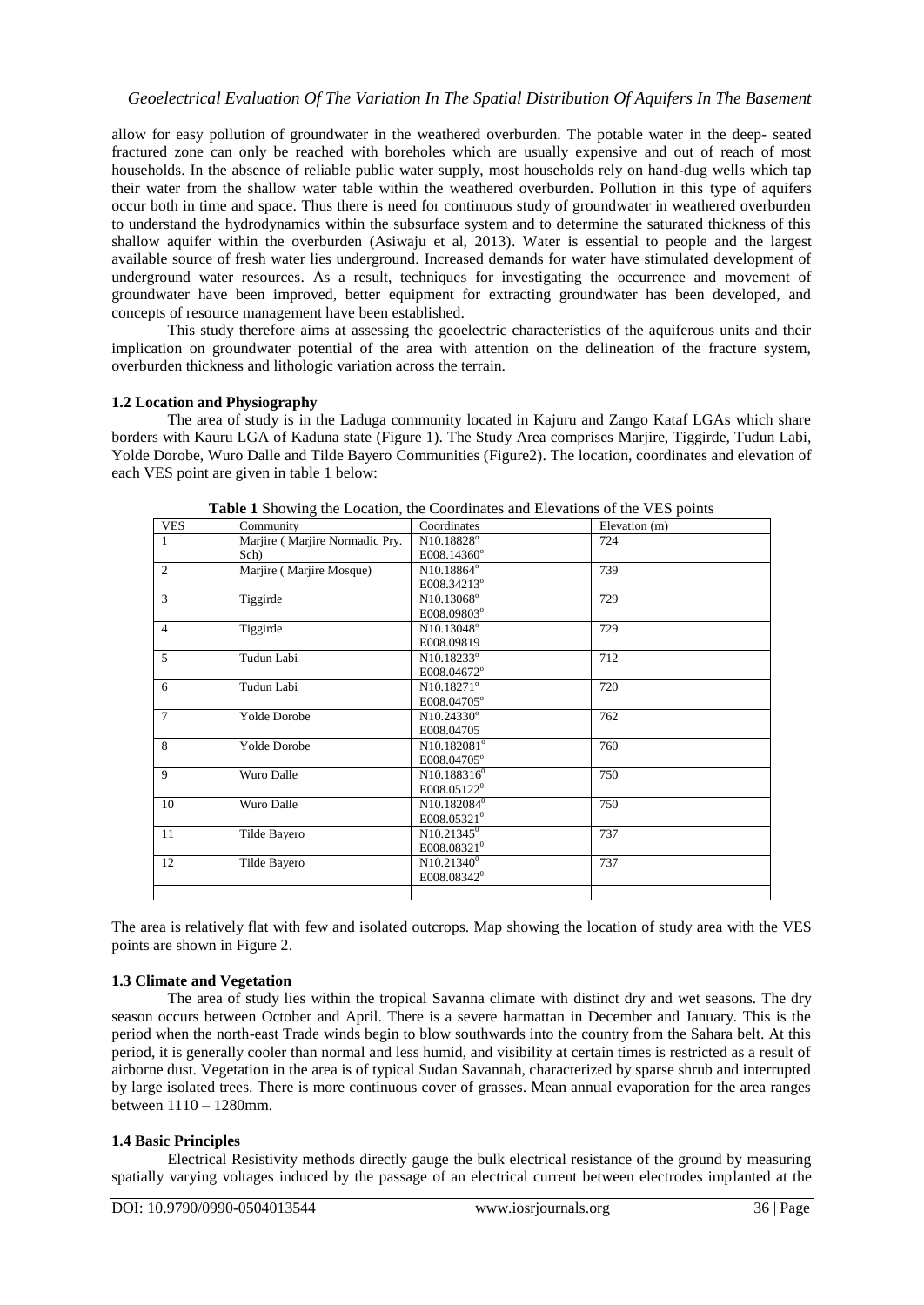allow for easy pollution of groundwater in the weathered overburden. The potable water in the deep- seated fractured zone can only be reached with boreholes which are usually expensive and out of reach of most households. In the absence of reliable public water supply, most households rely on hand-dug wells which tap their water from the shallow water table within the weathered overburden. Pollution in this type of aquifers occur both in time and space. Thus there is need for continuous study of groundwater in weathered overburden to understand the hydrodynamics within the subsurface system and to determine the saturated thickness of this shallow aquifer within the overburden (Asiwaju et al, 2013). Water is essential to people and the largest available source of fresh water lies underground. Increased demands for water have stimulated development of underground water resources. As a result, techniques for investigating the occurrence and movement of groundwater have been improved, better equipment for extracting groundwater has been developed, and concepts of resource management have been established.

This study therefore aims at assessing the geoelectric characteristics of the aquiferous units and their implication on groundwater potential of the area with attention on the delineation of the fracture system, overburden thickness and lithologic variation across the terrain.

### 1.2 Location and Physiography

The area of study is in the Laduga community located in Kajuru and Zango Kataf LGAs which share borders with Kauru LGA of Kaduna state (Figure 1). The Study Area comprises Marjire, Tiggirde, Tudun Labi, Yolde Dorobe, Wuro Dalle and Tilde Bayero Communities (Figure2). The location, coordinates and elevation of each VES point are given in table 1 below:

**Table 1** Showing the Location, the Coordinates and Elevations of the VES points

| VES | Community | Coordinates | Elevation (m) |
|---|---|---|---|
| 1 | Marjire ( Marjire Normadic Pry. Sch) | N10.18828° E008.14360° | 724 |
| 2 | Marjire ( Marjire Mosque) | N10.18864° E008.34213° | 739 |
| 3 | Tiggirde | N10.13068° E008.09803° | 729 |
| 4 | Tiggirde | N10.13048° E008.09819 | 729 |
| 5 | Tudun Labi | N10.18233° E008.04672° | 712 |
| 6 | Tudun Labi | N10.18271° E008.04705° | 720 |
| 7 | Yolde Dorobe | N10.24330° E008.04705 | 762 |
| 8 | Yolde Dorobe | N10.182081° E008.04705° | 760 |
| 9 | Wuro Dalle | N10.188316° E008.05122° | 750 |
| 10 | Wuro Dalle | N10.182084° E008.05321° | 750 |
| 11 | Tilde Bayero | N10.21345° E008.08321° | 737 |
| 12 | Tilde Bayero | N10.21340° E008.08342° | 737 |
| | | | |

The area is relatively flat with few and isolated outcrops. Map showing the location of study area with the VES points are shown in Figure 2.

### 1.3 Climate and Vegetation

The area of study lies within the tropical Savanna climate with distinct dry and wet seasons. The dry season occurs between October and April. There is a severe harmattan in December and January. This is the period when the north-east Trade winds begin to blow southwards into the country from the Sahara belt. At this period, it is generally cooler than normal and less humid, and visibility at certain times is restricted as a result of airborne dust. Vegetation in the area is of typical Sudan Savannah, characterized by sparse shrub and interrupted by large isolated trees. There is more continuous cover of grasses. Mean annual evaporation for the area ranges between 1110 – 1280mm.

### 1.4 Basic Principles

Electrical Resistivity methods directly gauge the bulk electrical resistance of the ground by measuring spatially varying voltages induced by the passage of an electrical current between electrodes implanted at the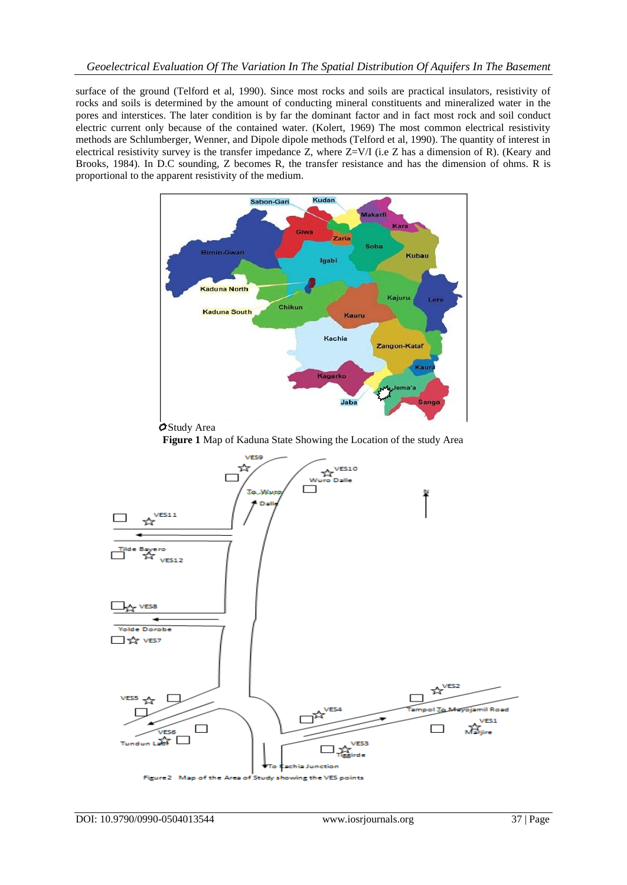surface of the ground (Telford et al, 1990). Since most rocks and soils are practical insulators, resistivity of rocks and soils is determined by the amount of conducting mineral constituents and mineralized water in the pores and interstices. The later condition is by far the dominant factor and in fact most rock and soil conduct electric current only because of the contained water. (Kolert, 1969) The most common electrical resistivity methods are Schlumberger, Wenner, and Dipole dipole methods (Telford et al, 1990). The quantity of interest in electrical resistivity survey is the transfer impedance Z, where Z=V/I (i.e Z has a dimension of R). (Keary and Brooks, 1984). In D.C sounding, Z becomes R, the transfer resistance and has the dimension of ohms. R is proportional to the apparent resistivity of the medium.

Study Area

**Figure 1** Map of Kaduna State Showing the Location of the study Area

Figure2 Map of the Area of Study showing the VES points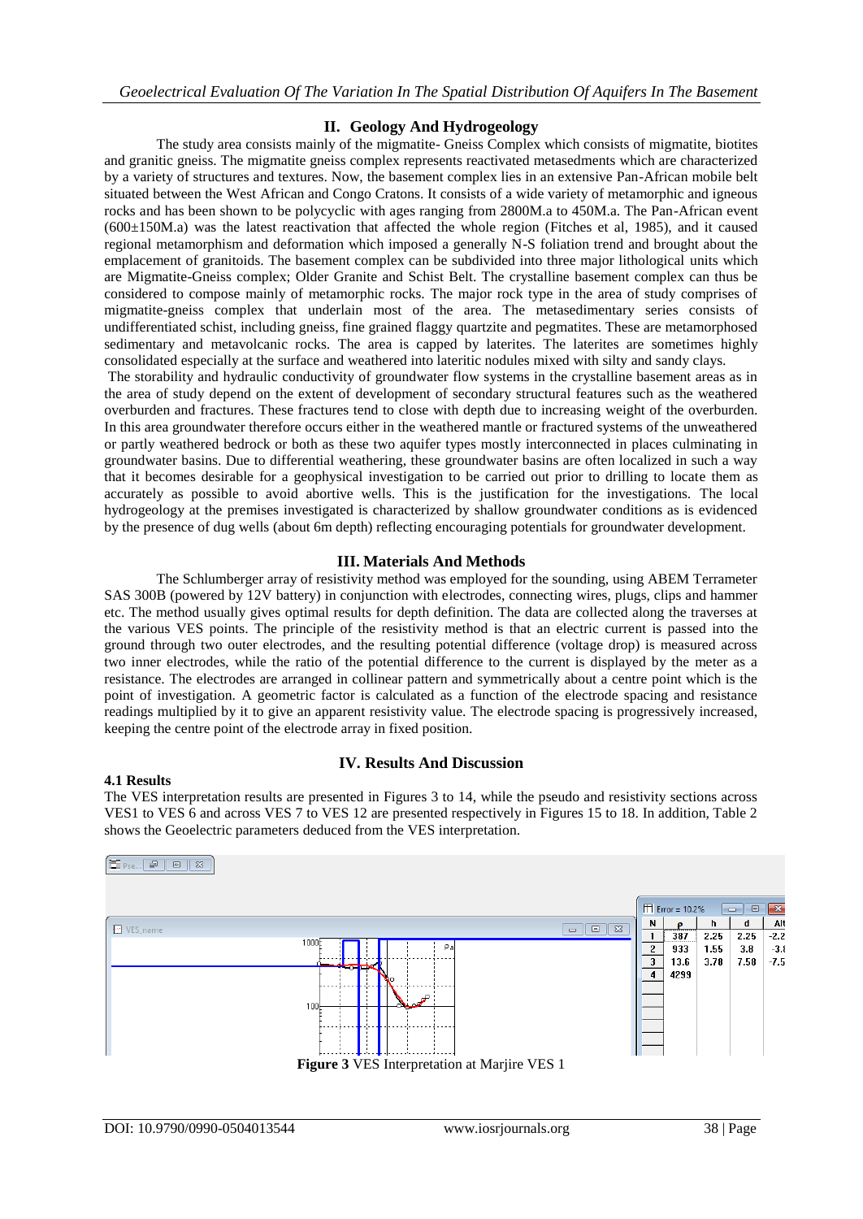## II. Geology And Hydrogeology

The study area consists mainly of the migmatite- Gneiss Complex which consists of migmatite, biotites and granitic gneiss. The migmatite gneiss complex represents reactivated metasedments which are characterized by a variety of structures and textures. Now, the basement complex lies in an extensive Pan-African mobile belt situated between the West African and Congo Cratons. It consists of a wide variety of metamorphic and igneous rocks and has been shown to be polycyclic with ages ranging from 2800M.a to 450M.a. The Pan-African event (600±150M.a) was the latest reactivation that affected the whole region (Fitches et al, 1985), and it caused regional metamorphism and deformation which imposed a generally N-S foliation trend and brought about the emplacement of granitoids. The basement complex can be subdivided into three major lithological units which are Migmatite-Gneiss complex; Older Granite and Schist Belt. The crystalline basement complex can thus be considered to compose mainly of metamorphic rocks. The major rock type in the area of study comprises of migmatite-gneiss complex that underlain most of the area. The metasedimentary series consists of undifferentiated schist, including gneiss, fine grained flaggy quartzite and pegmatites. These are metamorphosed sedimentary and metavolcanic rocks. The area is capped by laterites. The laterites are sometimes highly consolidated especially at the surface and weathered into lateritic nodules mixed with silty and sandy clays.

The storability and hydraulic conductivity of groundwater flow systems in the crystalline basement areas as in the area of study depend on the extent of development of secondary structural features such as the weathered overburden and fractures. These fractures tend to close with depth due to increasing weight of the overburden. In this area groundwater therefore occurs either in the weathered mantle or fractured systems of the unweathered or partly weathered bedrock or both as these two aquifer types mostly interconnected in places culminating in groundwater basins. Due to differential weathering, these groundwater basins are often localized in such a way that it becomes desirable for a geophysical investigation to be carried out prior to drilling to locate them as accurately as possible to avoid abortive wells. This is the justification for the investigations. The local hydrogeology at the premises investigated is characterized by shallow groundwater conditions as is evidenced by the presence of dug wells (about 6m depth) reflecting encouraging potentials for groundwater development.

## III. Materials And Methods

The Schlumberger array of resistivity method was employed for the sounding, using ABEM Terrameter SAS 300B (powered by 12V battery) in conjunction with electrodes, connecting wires, plugs, clips and hammer etc. The method usually gives optimal results for depth definition. The data are collected along the traverses at the various VES points. The principle of the resistivity method is that an electric current is passed into the ground through two outer electrodes, and the resulting potential difference (voltage drop) is measured across two inner electrodes, while the ratio of the potential difference to the current is displayed by the meter as a resistance. The electrodes are arranged in collinear pattern and symmetrically about a centre point which is the point of investigation. A geometric factor is calculated as a function of the electrode spacing and resistance readings multiplied by it to give an apparent resistivity value. The electrode spacing is progressively increased, keeping the centre point of the electrode array in fixed position.

## IV. Results And Discussion

### 4.1 Results

The VES interpretation results are presented in Figures 3 to 14, while the pseudo and resistivity sections across VES1 to VES 6 and across VES 7 to VES 12 are presented respectively in Figures 15 to 18. In addition, Table 2 shows the Geoelectric parameters deduced from the VES interpretation.

Error = 10.2%

| N | ρ | h | d | Alt |
|---|---|---|---|---|
| 1 | 387 | 2.25 | 2.25 | -2.2 |
| 2 | 933 | 1.55 | 3.8 | -3. |
| 3 | 13.6 | 3.78 | 7.58 | -7.5 |
| 4 | 4299 | | | |

**Figure 3** VES Interpretation at Marjire VES 1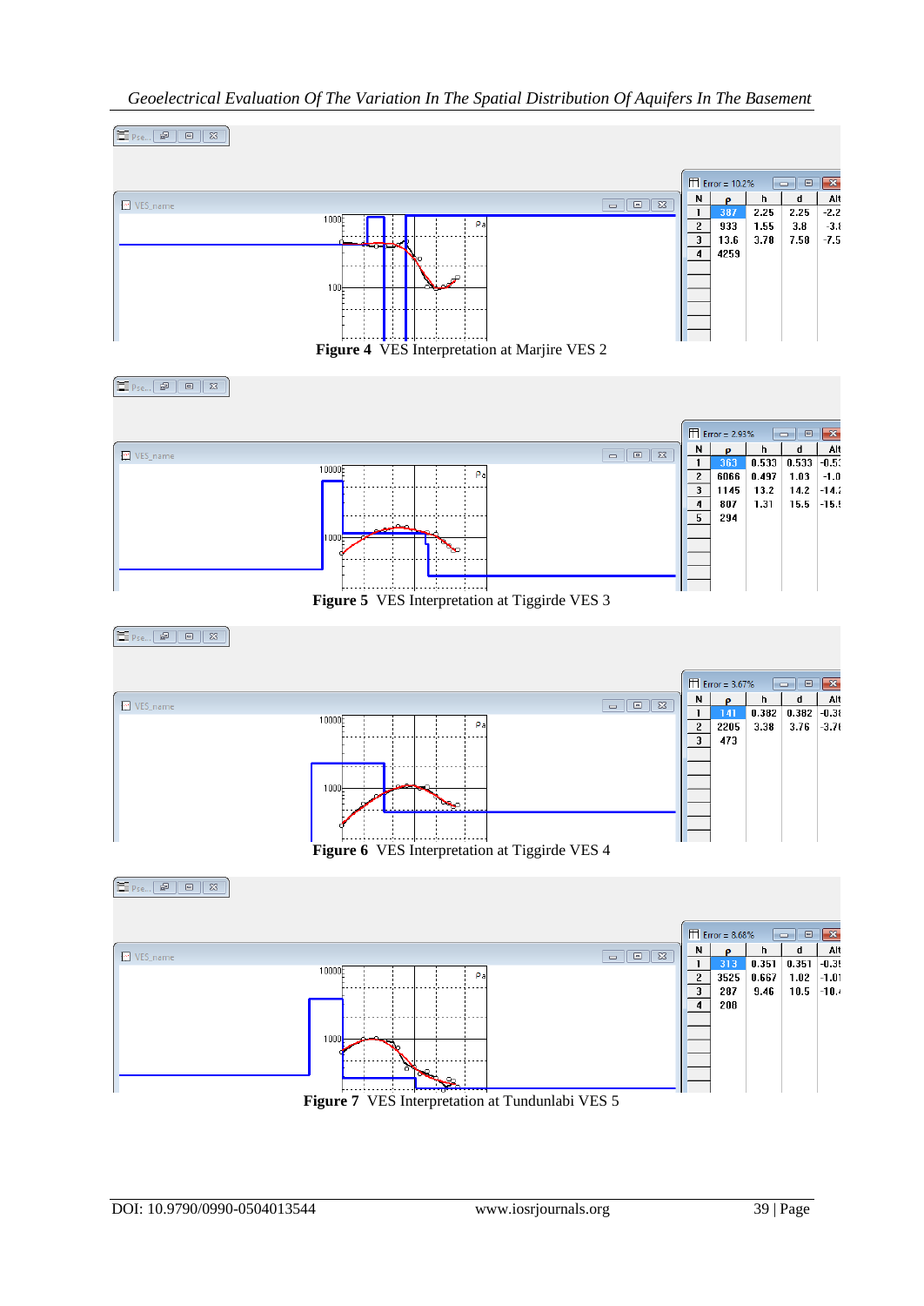| N | ρ | h | d | Alt |
|---|---|---|---|---|
| 1 | 387 | 2.25 | 2.25 | -2.2 |
| 2 | 933 | 1.55 | 3.8 | -3. |
| 3 | 13.6 | 3.78 | 7.58 | -7.5 |
| 4 | 4259 | | | |

Error = 10.2%

**Figure 4** VES Interpretation at Marjire VES 2

| N | ρ | h | d | Alt |
|---|---|---|---|---|
| 1 | 363 | 0.533 | 0.533 | -0.5 |
| 2 | 6066 | 0.497 | 1.03 | -1.0 |
| 3 | 1145 | 13.2 | 14.2 | -14. |
| 4 | 807 | 1.31 | 15.5 | -15. |
| 5 | 294 | | | |

Error = 2.93%

**Figure 5** VES Interpretation at Tiggirde VES 3

| N | ρ | h | d | Alt |
|---|---|---|---|---|
| 1 | 141 | 0.382 | 0.382 | -0.3 |
| 2 | 2205 | 3.38 | 3.76 | -3.7 |
| 3 | 473 | | | |

Error = 3.67%

**Figure 6** VES Interpretation at Tiggirde VES 4

| N | ρ | h | d | Alt |
|---|---|---|---|---|
| 1 | 313 | 0.351 | 0.351 | -0.3 |
| 2 | 3525 | 0.667 | 1.02 | -1.0 |
| 3 | 287 | 9.46 | 10.5 | -10. |
| 4 | 208 | | | |

Error = 8.68%

**Figure 7** VES Interpretation at Tundunlabi VES 5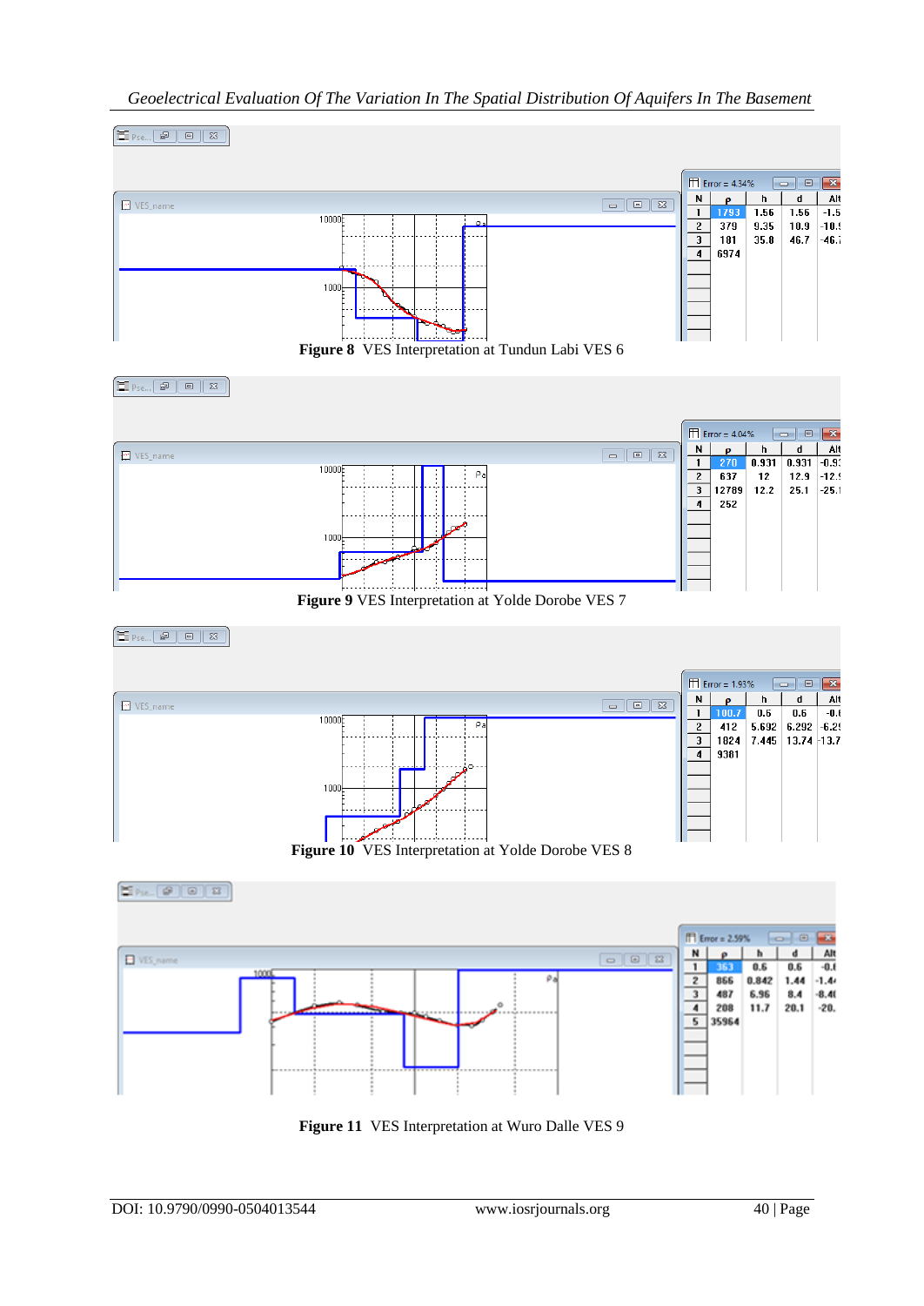| N | ρ | h | d | Alt |
|---|---|---|---|---|
| 1 | 1793 | 1.56 | 1.56 | -1.5 |
| 2 | 379 | 9.35 | 10.9 | -10.9 |
| 3 | 101 | 35.8 | 46.7 | -46.7 |
| 4 | 6974 | | | |

Error = 4.34%

**Figure 8** VES Interpretation at Tundun Labi VES 6

| N | ρ | h | d | Alt |
|---|---|---|---|---|
| 1 | 270 | 0.931 | 0.931 | -0.93 |
| 2 | 637 | 12 | 12.9 | -12.9 |
| 3 | 12789 | 12.2 | 25.1 | -25.1 |
| 4 | 252 | | | |

Error = 4.04%

**Figure 9** VES Interpretation at Yolde Dorobe VES 7

| N | ρ | h | d | Alt |
|---|---|---|---|---|
| 1 | 100.7 | 0.6 | 0.6 | -0.6 |
| 2 | 412 | 5.692 | 6.292 | -6.29 |
| 3 | 1024 | 7.445 | 13.74 | -13.7 |
| 4 | 9381 | | | |

Error = 1.93%

**Figure 10** VES Interpretation at Yolde Dorobe VES 8

| N | ρ | h | d | Alt |
|---|---|---|---|---|
| 1 | 363 | 0.6 | 0.6 | -0.6 |
| 2 | 866 | 0.842 | 1.44 | -1.44 |
| 3 | 487 | 6.96 | 8.4 | -8.40 |
| 4 | 208 | 11.7 | 20.1 | -20. |
| 5 | 35964 | | | |

Error = 2.59%

**Figure 11** VES Interpretation at Wuro Dalle VES 9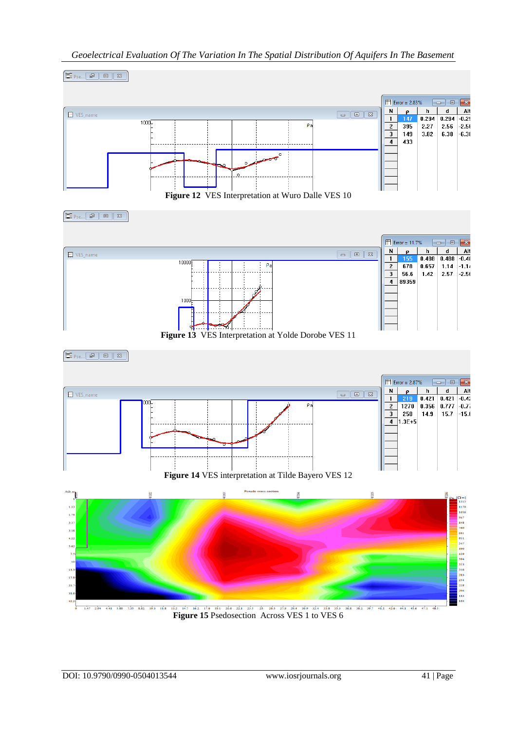| N | ρ | h | d | Alt |
|---|---|---|---|---|
| 1 | 147 | 0.294 | 0.294 | -0.29 |
| 2 | 395 | 2.27 | 2.56 | -2.56 |
| 3 | 149 | 3.82 | 6.38 | -6.38 |
| 4 | 433 | | | |

**Figure 12** VES Interpretation at Wuro Dalle VES 10

| N | ρ | h | d | Alt |
|---|---|---|---|---|
| 1 | 155 | 0.488 | 0.488 | -0.48 |
| 2 | 678 | 0.657 | 1.14 | -1.14 |
| 3 | 56.6 | 1.42 | 2.57 | -2.56 |
| 4 | 89359 | | | |

**Figure 13** VES Interpretation at Yolde Dorobe VES 11

| N | ρ | h | d | Alt |
|---|---|---|---|---|
| 1 | 219 | 0.421 | 0.421 | -0.42 |
| 2 | 1270 | 0.356 | 0.777 | -0.77 |
| 3 | 258 | 14.9 | 15.7 | -15.6 |
| 4 | 1.3E+5 | | | |

**Figure 14** VES interpretation at Tilde Bayero VES 12

**Figure 15** Psedosection Across VES 1 to VES 6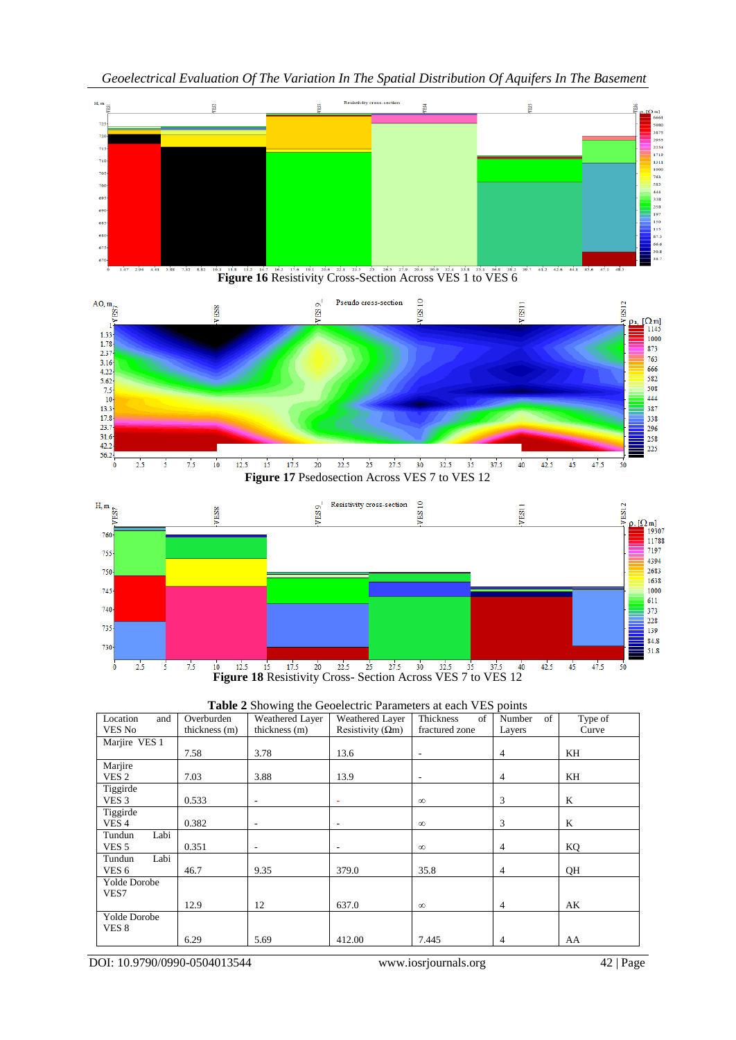**Figure 16** Resistivity Cross-Section Across VES 1 to VES 6

**Figure 17** Psedosection Across VES 7 to VES 12

**Figure 18** Resistivity Cross- Section Across VES 7 to VES 12

**Table 2** Showing the Geoelectric Parameters at each VES points

| Location and VES No | Overburden thickness (m) | Weathered Layer thickness (m) | Weathered Layer Resistivity (Ωm) | Thickness of fractured zone | Number of Layers | Type of Curve |
|---|---|---|---|---|---|---|
| Marjire VES 1 | 7.58 | 3.78 | 13.6 | - | 4 | KH |
| Marjire VES 2 | 7.03 | 3.88 | 13.9 | - | 4 | KH |
| Tiggirde VES 3 | 0.533 | - | - | ∞ | 3 | K |
| Tiggirde VES 4 | 0.382 | - | - | ∞ | 3 | K |
| Tundun Labi VES 5 | 0.351 | - | - | ∞ | 4 | KQ |
| Tundun Labi VES 6 | 46.7 | 9.35 | 379.0 | 35.8 | 4 | QH |
| Yolde Dorobe VES7 | 12.9 | 12 | 637.0 | ∞ | 4 | AK |
| Yolde Dorobe VES 8 | 6.29 | 5.69 | 412.00 | 7.445 | 4 | AA |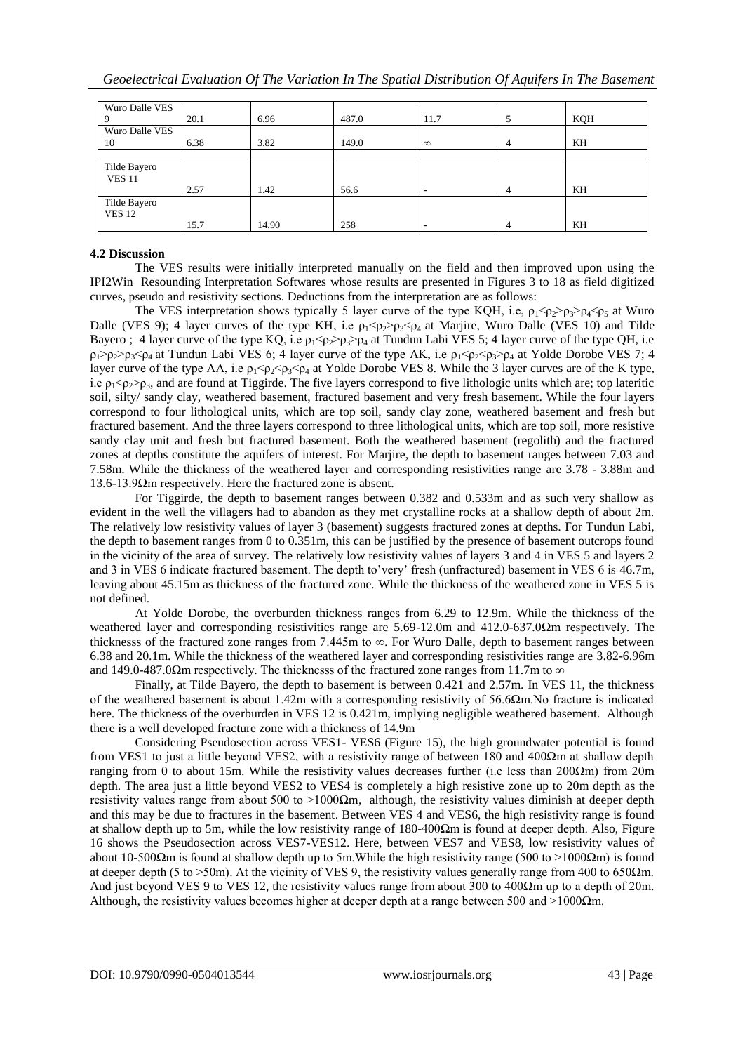| Wuro Dalle VES 9 | 20.1 | 6.96 | 487.0 | 11.7 | 5 | KQH |
|---|---|---|---|---|---|---|
| Wuro Dalle VES 10 | 6.38 | 3.82 | 149.0 | ∞ | 4 | KH |
| | | | | | | |
| Tilde Bayero VES 11 | 2.57 | 1.42 | 56.6 | - | 4 | KH |
| Tilde Bayero VES 12 | 15.7 | 14.90 | 258 | - | 4 | KH |

**4.2 Discussion**

The VES results were initially interpreted manually on the field and then improved upon using the IPI2Win Resounding Interpretation Softwares whose results are presented in Figures 3 to 18 as field digitized curves, pseudo and resistivity sections. Deductions from the interpretation are as follows:

The VES interpretation shows typically 5 layer curve of the type KQH, i.e, $\rho_1<\rho_2>\rho_3>\rho_4<\rho_5$ at Wuro Dalle (VES 9); 4 layer curves of the type KH, i.e $\rho_1<\rho_2>\rho_3<\rho_4$ at Marjire, Wuro Dalle (VES 10) and Tilde Bayero ; 4 layer curve of the type KQ, i.e $\rho_1<\rho_2>\rho_3>\rho_4$ at Tundun Labi VES 5; 4 layer curve of the type QH, i.e $\rho_1>\rho_2>\rho_3<\rho_4$ at Tundun Labi VES 6; 4 layer curve of the type AK, i.e $\rho_1<\rho_2<\rho_3>\rho_4$ at Yolde Dorobe VES 7; 4 layer curve of the type AA, i.e $\rho_1<\rho_2<\rho_3<\rho_4$ at Yolde Dorobe VES 8. While the 3 layer curves are of the K type, i.e $\rho_1<\rho_2>\rho_3$, and are found at Tiggirde. The five layers correspond to five lithologic units which are; top lateritic soil, silty/ sandy clay, weathered basement, fractured basement and very fresh basement. While the four layers correspond to four lithological units, which are top soil, sandy clay zone, weathered basement and fresh but fractured basement. And the three layers correspond to three lithological units, which are top soil, more resistive sandy clay unit and fresh but fractured basement. Both the weathered basement (regolith) and the fractured zones at depths constitute the aquifers of interest. For Marjire, the depth to basement ranges between 7.03 and 7.58m. While the thickness of the weathered layer and corresponding resistivities range are 3.78 - 3.88m and 13.6-13.9Ωm respectively. Here the fractured zone is absent.

For Tiggirde, the depth to basement ranges between 0.382 and 0.533m and as such very shallow as evident in the well the villagers had to abandon as they met crystalline rocks at a shallow depth of about 2m. The relatively low resistivity values of layer 3 (basement) suggests fractured zones at depths. For Tundun Labi, the depth to basement ranges from 0 to 0.351m, this can be justified by the presence of basement outcrops found in the vicinity of the area of survey. The relatively low resistivity values of layers 3 and 4 in VES 5 and layers 2 and 3 in VES 6 indicate fractured basement. The depth to'very' fresh (unfractured) basement in VES 6 is 46.7m, leaving about 45.15m as thickness of the fractured zone. While the thickness of the weathered zone in VES 5 is not defined.

At Yolde Dorobe, the overburden thickness ranges from 6.29 to 12.9m. While the thickness of the weathered layer and corresponding resistivities range are 5.69-12.0m and 412.0-637.0Ωm respectively. The thicknesss of the fractured zone ranges from 7.445m to ∞. For Wuro Dalle, depth to basement ranges between 6.38 and 20.1m. While the thickness of the weathered layer and corresponding resistivities range are 3.82-6.96m and 149.0-487.0Ωm respectively. The thicknesss of the fractured zone ranges from 11.7m to ∞

Finally, at Tilde Bayero, the depth to basement is between 0.421 and 2.57m. In VES 11, the thickness of the weathered basement is about 1.42m with a corresponding resistivity of 56.6Ωm.No fracture is indicated here. The thickness of the overburden in VES 12 is 0.421m, implying negligible weathered basement. Although there is a well developed fracture zone with a thickness of 14.9m

Considering Pseudosection across VES1- VES6 (Figure 15), the high groundwater potential is found from VES1 to just a little beyond VES2, with a resistivity range of between 180 and 400Ωm at shallow depth ranging from 0 to about 15m. While the resistivity values decreases further (i.e less than 200Ωm) from 20m depth. The area just a little beyond VES2 to VES4 is completely a high resistive zone up to 20m depth as the resistivity values range from about 500 to >1000Ωm, although, the resistivity values diminish at deeper depth and this may be due to fractures in the basement. Between VES 4 and VES6, the high resistivity range is found at shallow depth up to 5m, while the low resistivity range of 180-400Ωm is found at deeper depth. Also, Figure 16 shows the Pseudosection across VES7-VES12. Here, between VES7 and VES8, low resistivity values of about 10-500Ωm is found at shallow depth up to 5m.While the high resistivity range (500 to >1000Ωm) is found at deeper depth (5 to >50m). At the vicinity of VES 9, the resistivity values generally range from 400 to 650Ωm. And just beyond VES 9 to VES 12, the resistivity values range from about 300 to 400Ωm up to a depth of 20m. Although, the resistivity values becomes higher at deeper depth at a range between 500 and >1000Ωm.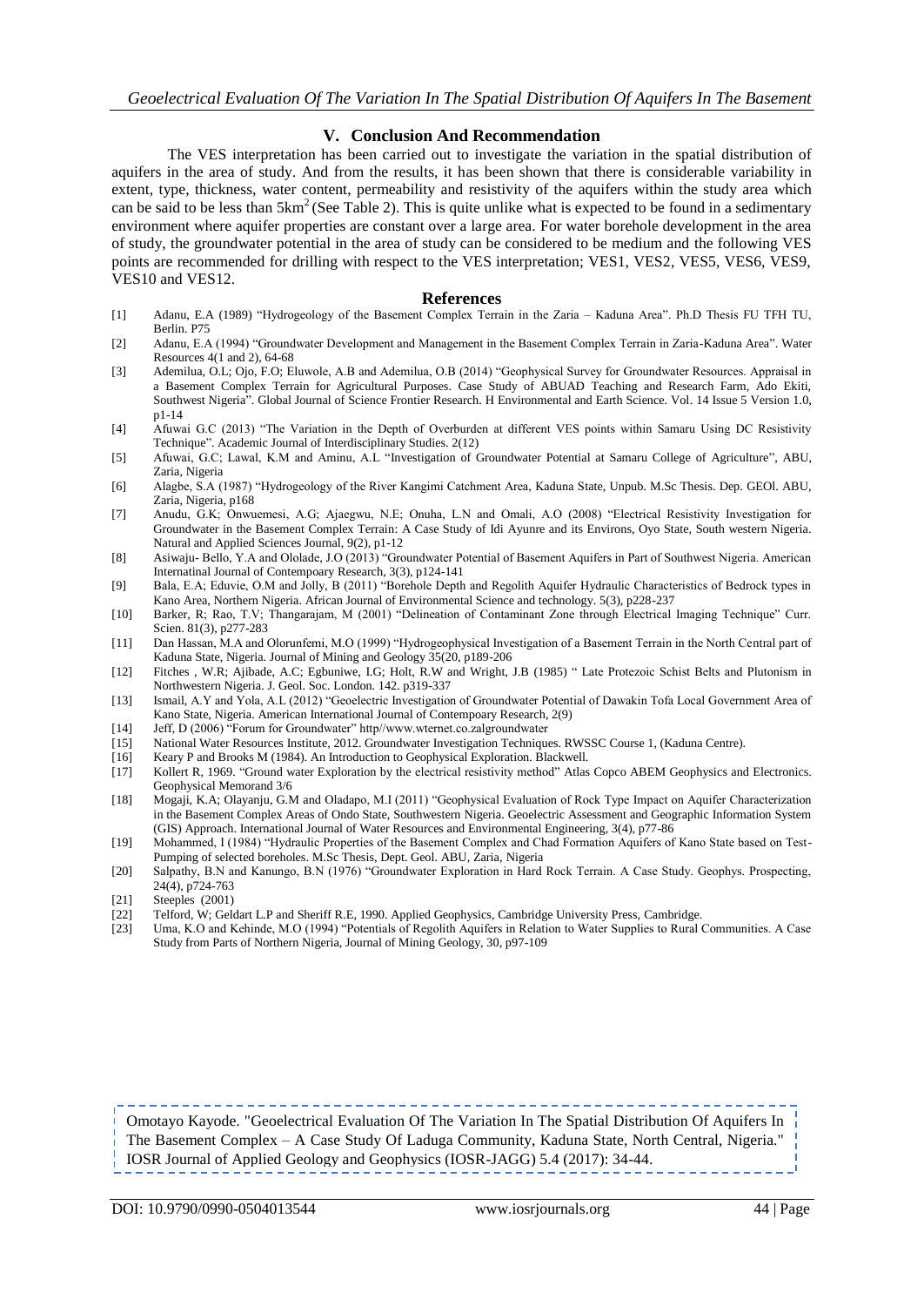## V. Conclusion And Recommendation

The VES interpretation has been carried out to investigate the variation in the spatial distribution of aquifers in the area of study. And from the results, it has been shown that there is considerable variability in extent, type, thickness, water content, permeability and resistivity of the aquifers within the study area which can be said to be less than $5km^2$ (See Table 2). This is quite unlike what is expected to be found in a sedimentary environment where aquifer properties are constant over a large area. For water borehole development in the area of study, the groundwater potential in the area of study can be considered to be medium and the following VES points are recommended for drilling with respect to the VES interpretation; VES1, VES2, VES5, VES6, VES9, VES10 and VES12.

## References

- [1] Adanu, E.A (1989) "Hydrogeology of the Basement Complex Terrain in the Zaria – Kaduna Area". Ph.D Thesis FU TFH TU, Berlin. P75
- [2] Adanu, E.A (1994) "Groundwater Development and Management in the Basement Complex Terrain in Zaria-Kaduna Area". Water Resources 4(1 and 2), 64-68
- [3] Ademilua, O.L; Ojo, F.O; Eluwole, A.B and Ademilua, O.B (2014) "Geophysical Survey for Groundwater Resources. Appraisal in a Basement Complex Terrain for Agricultural Purposes. Case Study of ABUAD Teaching and Research Farm, Ado Ekiti, Southwest Nigeria". Global Journal of Science Frontier Research. H Environmental and Earth Science. Vol. 14 Issue 5 Version 1.0, p1-14
- [4] Afuwai G.C (2013) "The Variation in the Depth of Overburden at different VES points within Samaru Using DC Resistivity Technique". Academic Journal of Interdisciplinary Studies. 2(12)
- [5] Afuwai, G.C; Lawal, K.M and Aminu, A.L "Investigation of Groundwater Potential at Samaru College of Agriculture", ABU, Zaria, Nigeria
- [6] Alagbe, S.A (1987) "Hydrogeology of the River Kangimi Catchment Area, Kaduna State, Unpub. M.Sc Thesis. Dep. GEOl. ABU, Zaria, Nigeria, p168
- [7] Anudu, G.K; Onwuemesi, A.G; Ajaegwu, N.E; Onuha, L.N and Omali, A.O (2008) "Electrical Resistivity Investigation for Groundwater in the Basement Complex Terrain: A Case Study of Idi Ayunre and its Environs, Oyo State, South western Nigeria. Natural and Applied Sciences Journal, 9(2), p1-12
- [8] Asiwaju- Bello, Y.A and Ololade, J.O (2013) "Groundwater Potential of Basement Aquifers in Part of Southwest Nigeria. American Internatinal Journal of Contempoary Research, 3(3), p124-141
- [9] Bala, E.A; Eduvie, O.M and Jolly, B (2011) "Borehole Depth and Regolith Aquifer Hydraulic Characteristics of Bedrock types in Kano Area, Northern Nigeria. African Journal of Environmental Science and technology. 5(3), p228-237
- [10] Barker, R; Rao, T.V; Thangarajam, M (2001) "Delineation of Contaminant Zone through Electrical Imaging Technique" Curr. Scien. 81(3), p277-283
- [11] Dan Hassan, M.A and Olorunfemi, M.O (1999) "Hydrogeophysical Investigation of a Basement Terrain in the North Central part of Kaduna State, Nigeria. Journal of Mining and Geology 35(20, p189-206
- [12] Fitches , W.R; Ajibade, A.C; Egbuniwe, I.G; Holt, R.W and Wright, J.B (1985) " Late Protezoic Schist Belts and Plutonism in Northwestern Nigeria. J. Geol. Soc. London. 142. p319-337
- [13] Ismail, A.Y and Yola, A.L (2012) "Geoelectric Investigation of Groundwater Potential of Dawakin Tofa Local Government Area of Kano State, Nigeria. American International Journal of Contempoary Research, 2(9)
- [14] Jeff, D (2006) "Forum for Groundwater" http//www.wternet.co.zalgroundwater
- [15] National Water Resources Institute, 2012. Groundwater Investigation Techniques. RWSSC Course 1, (Kaduna Centre).
- [16] Keary P and Brooks M (1984). An Introduction to Geophysical Exploration. Blackwell.
- [17] Kollert R, 1969. "Ground water Exploration by the electrical resistivity method" Atlas Copco ABEM Geophysics and Electronics. Geophysical Memorand 3/6
- [18] Mogaji, K.A; Olayanju, G.M and Oladapo, M.I (2011) "Geophysical Evaluation of Rock Type Impact on Aquifer Characterization in the Basement Complex Areas of Ondo State, Southwestern Nigeria. Geoelectric Assessment and Geographic Information System (GIS) Approach. International Journal of Water Resources and Environmental Engineering, 3(4), p77-86
- [19] Mohammed, I (1984) "Hydraulic Properties of the Basement Complex and Chad Formation Aquifers of Kano State based on Test-Pumping of selected boreholes. M.Sc Thesis, Dept. Geol. ABU, Zaria, Nigeria
- [20] Salpathy, B.N and Kanungo, B.N (1976) "Groundwater Exploration in Hard Rock Terrain. A Case Study. Geophys. Prospecting, 24(4), p724-763
- [21] Steeples (2001)
- [22] Telford, W; Geldart L.P and Sheriff R.E, 1990. Applied Geophysics, Cambridge University Press, Cambridge.
- [23] Uma, K.O and Kehinde, M.O (1994) "Potentials of Regolith Aquifers in Relation to Water Supplies to Rural Communities. A Case Study from Parts of Northern Nigeria, Journal of Mining Geology, 30, p97-109

Omotayo Kayode. "Geoelectrical Evaluation Of The Variation In The Spatial Distribution Of Aquifers In The Basement Complex – A Case Study Of Laduga Community, Kaduna State, North Central, Nigeria." IOSR Journal of Applied Geology and Geophysics (IOSR-JAGG) 5.4 (2017): 34-44.